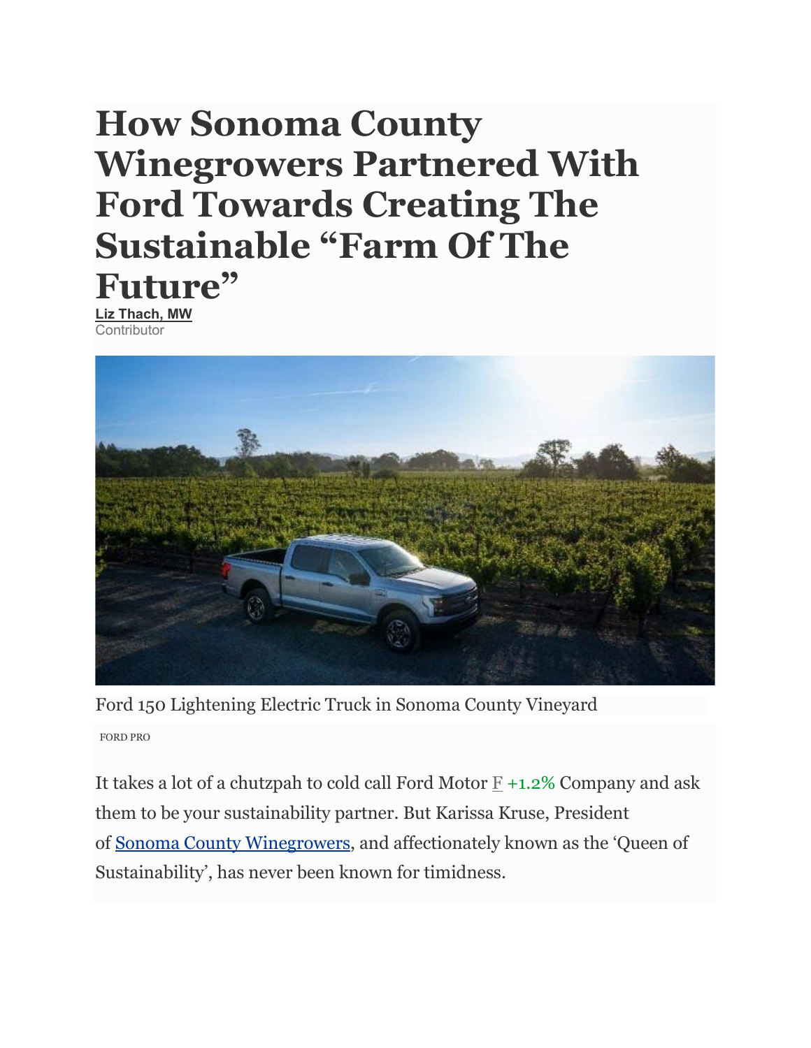# How Sonoma County Winegrowers Partnered With Ford Towards Creating The Sustainable "Farm Of The Future"

**Liz Thach, MW**
Contributor

Ford 150 Lightening Electric Truck in Sonoma County Vineyard

FORD PRO

It takes a lot of a chutzpah to cold call Ford Motor F +1.2% Company and ask them to be your sustainability partner. But Karissa Kruse, President of Sonoma County Winegrowers, and affectionately known as the 'Queen of Sustainability', has never been known for timidness.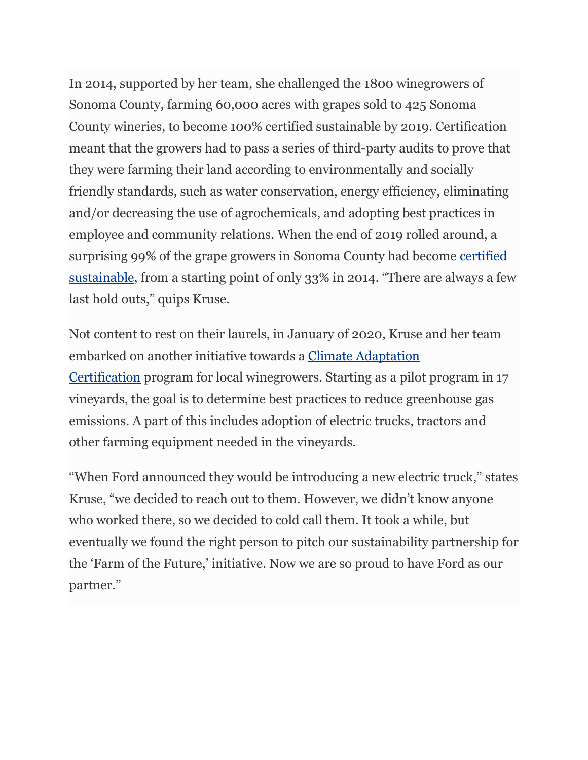In 2014, supported by her team, she challenged the 1800 winegrowers of Sonoma County, farming 60,000 acres with grapes sold to 425 Sonoma County wineries, to become 100% certified sustainable by 2019. Certification meant that the growers had to pass a series of third-party audits to prove that they were farming their land according to environmentally and socially friendly standards, such as water conservation, energy efficiency, eliminating and/or decreasing the use of agrochemicals, and adopting best practices in employee and community relations. When the end of 2019 rolled around, a surprising 99% of the grape growers in Sonoma County had become certified sustainable, from a starting point of only 33% in 2014. "There are always a few last hold outs," quips Kruse.

Not content to rest on their laurels, in January of 2020, Kruse and her team embarked on another initiative towards a Climate Adaptation Certification program for local winegrowers. Starting as a pilot program in 17 vineyards, the goal is to determine best practices to reduce greenhouse gas emissions. A part of this includes adoption of electric trucks, tractors and other farming equipment needed in the vineyards.

"When Ford announced they would be introducing a new electric truck," states Kruse, "we decided to reach out to them. However, we didn't know anyone who worked there, so we decided to cold call them. It took a while, but eventually we found the right person to pitch our sustainability partnership for the 'Farm of the Future,' initiative. Now we are so proud to have Ford as our partner."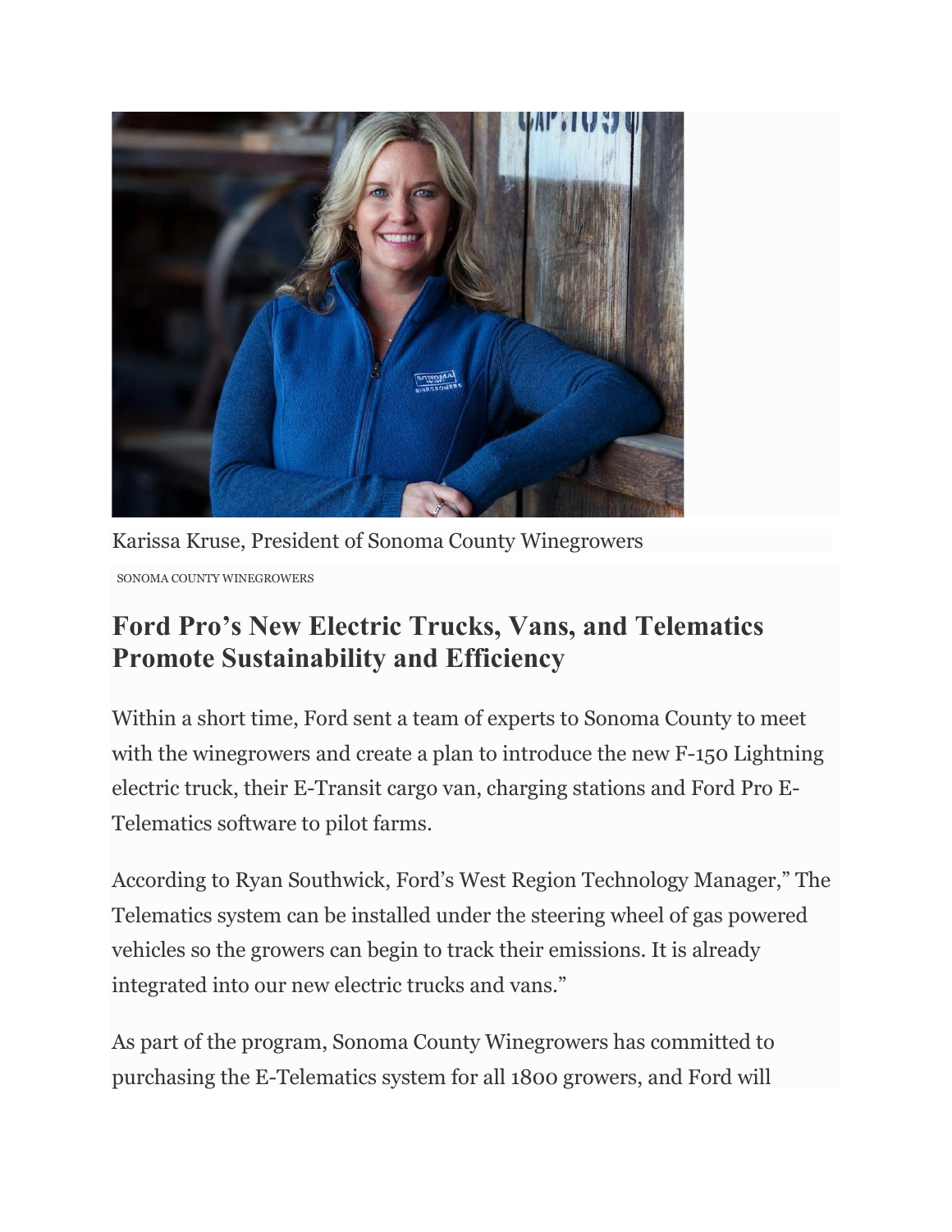Karissa Kruse, President of Sonoma County Winegrowers

SONOMA COUNTY WINEGROWERS

## Ford Pro's New Electric Trucks, Vans, and Telematics Promote Sustainability and Efficiency

Within a short time, Ford sent a team of experts to Sonoma County to meet with the winegrowers and create a plan to introduce the new F-150 Lightning electric truck, their E-Transit cargo van, charging stations and Ford Pro E-Telematics software to pilot farms.

According to Ryan Southwick, Ford's West Region Technology Manager," The Telematics system can be installed under the steering wheel of gas powered vehicles so the growers can begin to track their emissions. It is already integrated into our new electric trucks and vans."

As part of the program, Sonoma County Winegrowers has committed to purchasing the E-Telematics system for all 1800 growers, and Ford will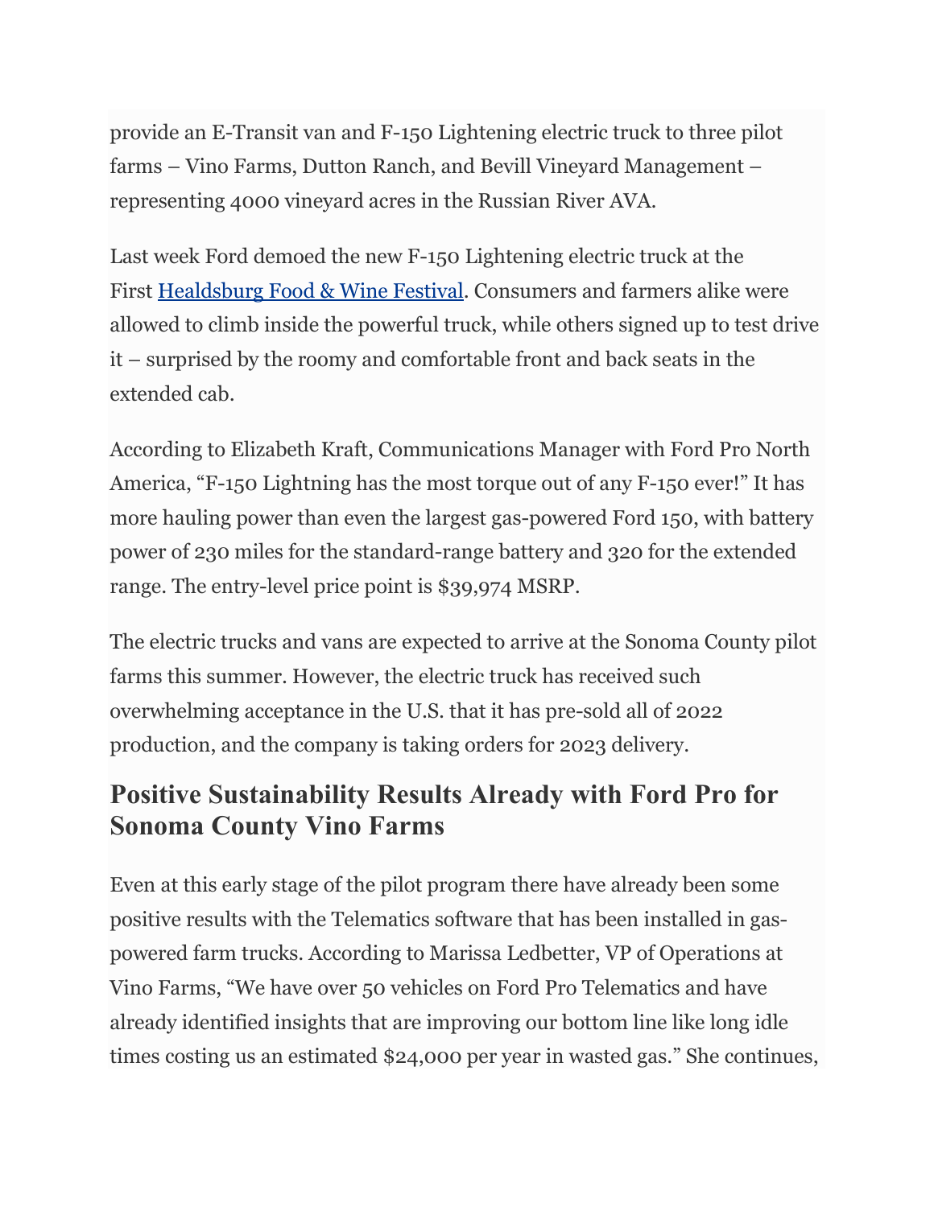provide an E-Transit van and F-150 Lightening electric truck to three pilot farms – Vino Farms, Dutton Ranch, and Bevill Vineyard Management – representing 4000 vineyard acres in the Russian River AVA.

Last week Ford demoed the new F-150 Lightening electric truck at the First [Healdsburg Food & Wine Festival](). Consumers and farmers alike were allowed to climb inside the powerful truck, while others signed up to test drive it – surprised by the roomy and comfortable front and back seats in the extended cab.

According to Elizabeth Kraft, Communications Manager with Ford Pro North America, "F-150 Lightning has the most torque out of any F-150 ever!" It has more hauling power than even the largest gas-powered Ford 150, with battery power of 230 miles for the standard-range battery and 320 for the extended range. The entry-level price point is $39,974 MSRP.

The electric trucks and vans are expected to arrive at the Sonoma County pilot farms this summer. However, the electric truck has received such overwhelming acceptance in the U.S. that it has pre-sold all of 2022 production, and the company is taking orders for 2023 delivery.

## Positive Sustainability Results Already with Ford Pro for Sonoma County Vino Farms

Even at this early stage of the pilot program there have already been some positive results with the Telematics software that has been installed in gas-powered farm trucks. According to Marissa Ledbetter, VP of Operations at Vino Farms, "We have over 50 vehicles on Ford Pro Telematics and have already identified insights that are improving our bottom line like long idle times costing us an estimated $24,000 per year in wasted gas." She continues,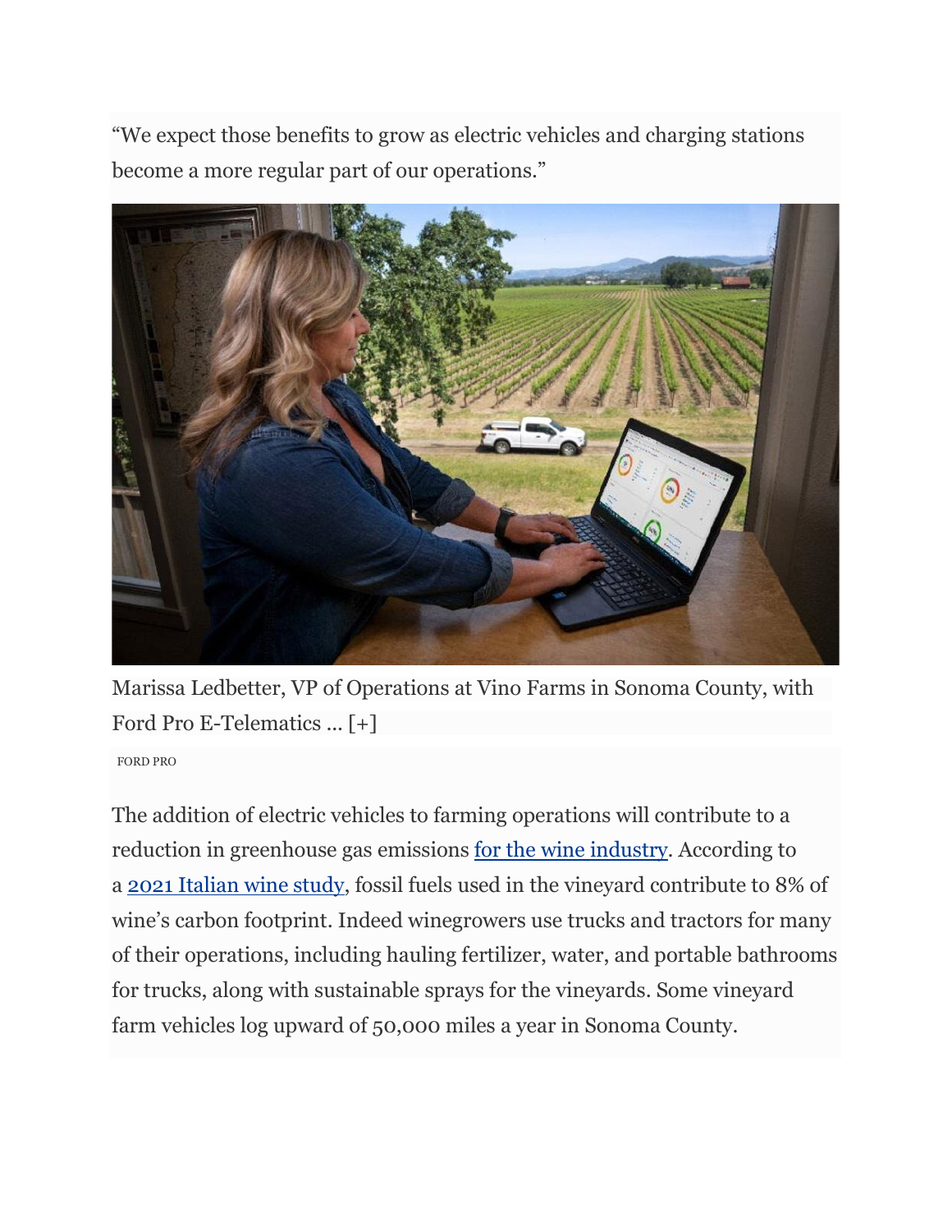"We expect those benefits to grow as electric vehicles and charging stations become a more regular part of our operations."

Marissa Ledbetter, VP of Operations at Vino Farms in Sonoma County, with Ford Pro E-Telematics ... [+]

FORD PRO

The addition of electric vehicles to farming operations will contribute to a reduction in greenhouse gas emissions for the wine industry. According to a 2021 Italian wine study, fossil fuels used in the vineyard contribute to 8% of wine's carbon footprint. Indeed winegrowers use trucks and tractors for many of their operations, including hauling fertilizer, water, and portable bathrooms for trucks, along with sustainable sprays for the vineyards. Some vineyard farm vehicles log upward of 50,000 miles a year in Sonoma County.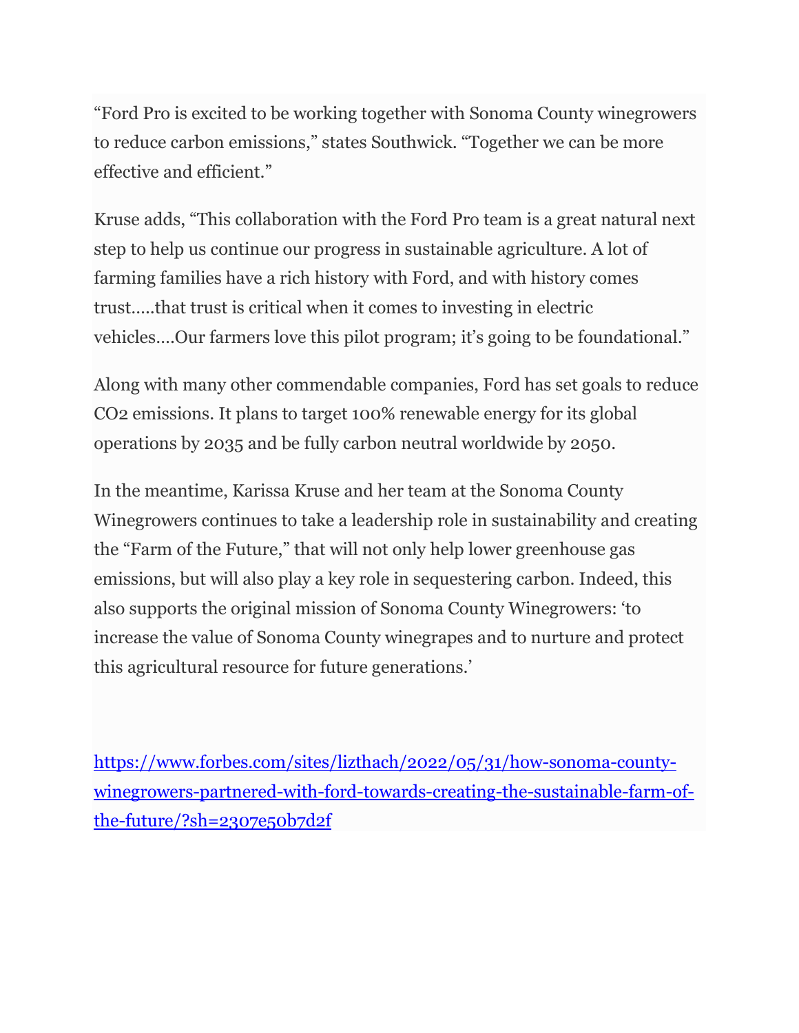"Ford Pro is excited to be working together with Sonoma County winegrowers to reduce carbon emissions," states Southwick. "Together we can be more effective and efficient."

Kruse adds, "This collaboration with the Ford Pro team is a great natural next step to help us continue our progress in sustainable agriculture. A lot of farming families have a rich history with Ford, and with history comes trust.....that trust is critical when it comes to investing in electric vehicles....Our farmers love this pilot program; it's going to be foundational."

Along with many other commendable companies, Ford has set goals to reduce $CO_2$ emissions. It plans to target 100% renewable energy for its global operations by 2035 and be fully carbon neutral worldwide by 2050.

In the meantime, Karissa Kruse and her team at the Sonoma County Winegrowers continues to take a leadership role in sustainability and creating the "Farm of the Future," that will not only help lower greenhouse gas emissions, but will also play a key role in sequestering carbon. Indeed, this also supports the original mission of Sonoma County Winegrowers: 'to increase the value of Sonoma County winegrapes and to nurture and protect this agricultural resource for future generations.'

[https://www.forbes.com/sites/lizthach/2022/05/31/how-sonoma-county-winegrowers-partnered-with-ford-towards-creating-the-sustainable-farm-of-the-future/?sh=2307e50b7d2f](https://www.forbes.com/sites/lizthach/2022/05/31/how-sonoma-county-winegrowers-partnered-with-ford-towards-creating-the-sustainable-farm-of-the-future/?sh=2307e50b7d2f)